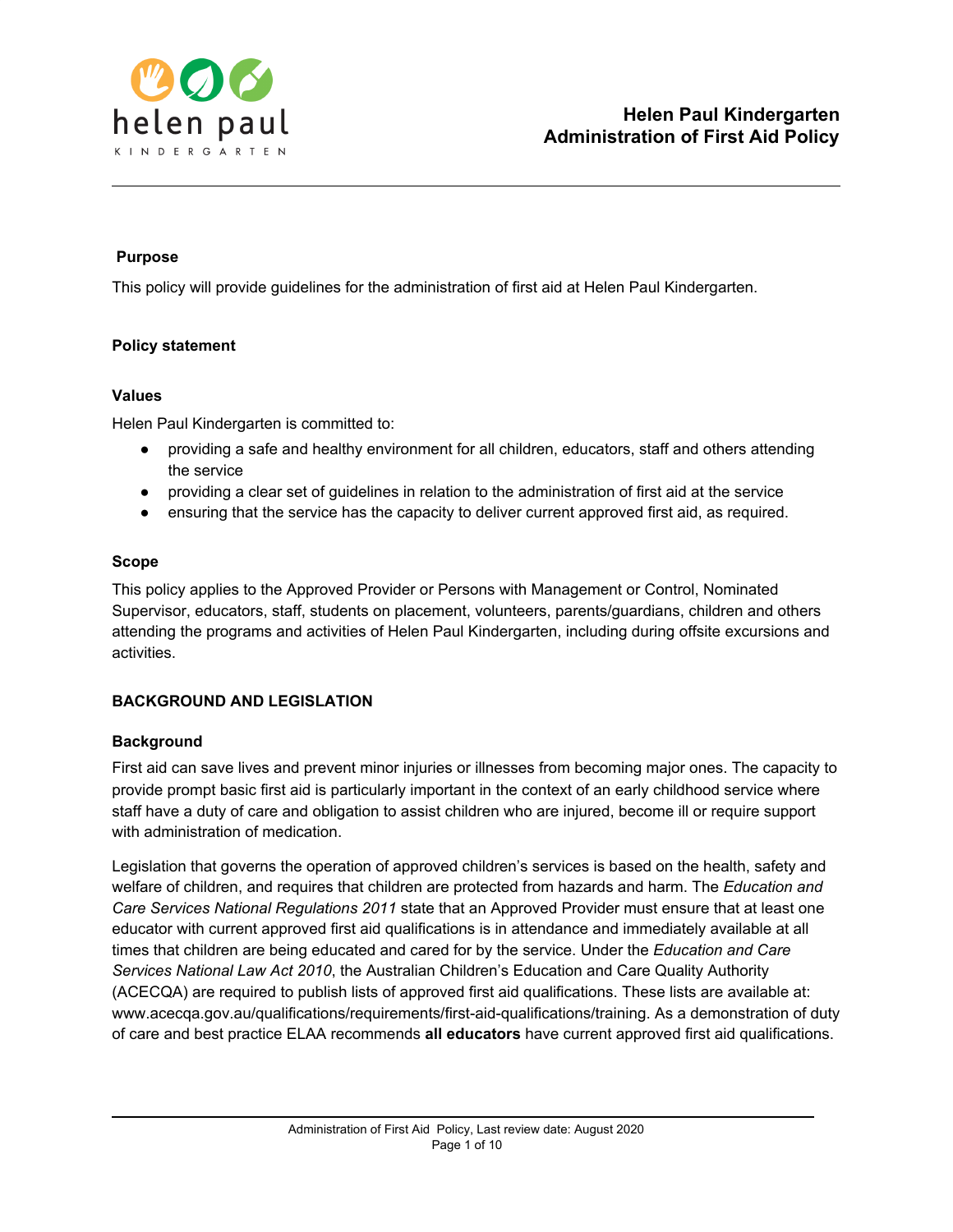# Helen Paul Kindergarten
# Administration of First Aid Policy

## Purpose

This policy will provide guidelines for the administration of first aid at Helen Paul Kindergarten.

## Policy statement

### Values

Helen Paul Kindergarten is committed to:

- providing a safe and healthy environment for all children, educators, staff and others attending the service
- providing a clear set of guidelines in relation to the administration of first aid at the service
- ensuring that the service has the capacity to deliver current approved first aid, as required.

### Scope

This policy applies to the Approved Provider or Persons with Management or Control, Nominated Supervisor, educators, staff, students on placement, volunteers, parents/guardians, children and others attending the programs and activities of Helen Paul Kindergarten, including during offsite excursions and activities.

## BACKGROUND AND LEGISLATION

### Background

First aid can save lives and prevent minor injuries or illnesses from becoming major ones. The capacity to provide prompt basic first aid is particularly important in the context of an early childhood service where staff have a duty of care and obligation to assist children who are injured, become ill or require support with administration of medication.

Legislation that governs the operation of approved children's services is based on the health, safety and welfare of children, and requires that children are protected from hazards and harm. The *Education and Care Services National Regulations 2011* state that an Approved Provider must ensure that at least one educator with current approved first aid qualifications is in attendance and immediately available at all times that children are being educated and cared for by the service. Under the *Education and Care Services National Law Act 2010*, the Australian Children's Education and Care Quality Authority (ACECQA) are required to publish lists of approved first aid qualifications. These lists are available at: www.acecqa.gov.au/qualifications/requirements/first-aid-qualifications/training. As a demonstration of duty of care and best practice ELAA recommends **all educators** have current approved first aid qualifications.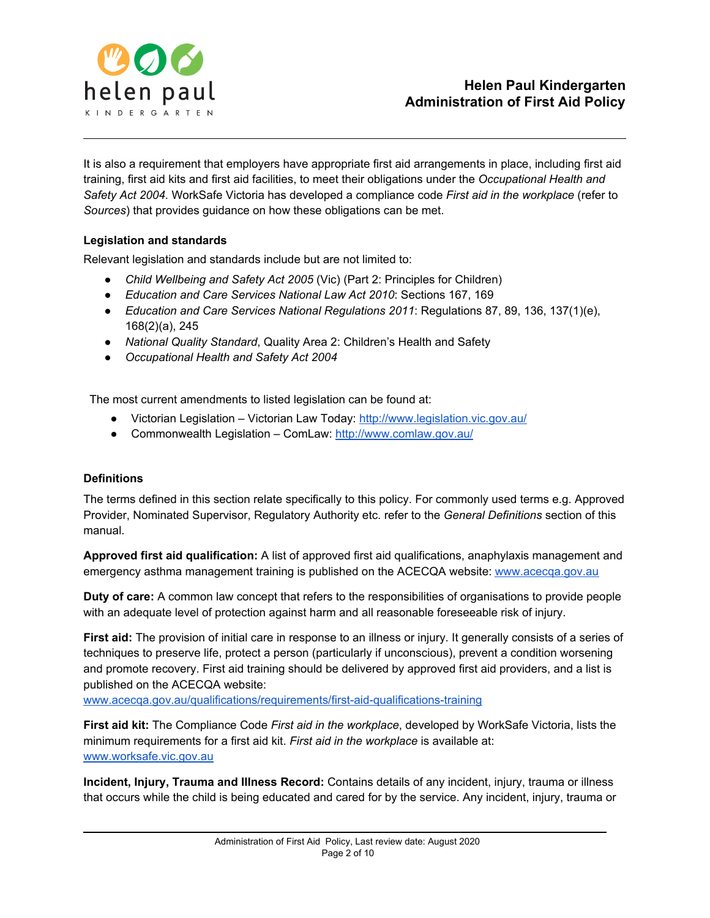It is also a requirement that employers have appropriate first aid arrangements in place, including first aid training, first aid kits and first aid facilities, to meet their obligations under the *Occupational Health and Safety Act 2004.* WorkSafe Victoria has developed a compliance code *First aid in the workplace* (refer to *Sources*) that provides guidance on how these obligations can be met.

**Legislation and standards**

Relevant legislation and standards include but are not limited to:

- *Child Wellbeing and Safety Act 2005* (Vic) (Part 2: Principles for Children)
- *Education and Care Services National Law Act 2010*: Sections 167, 169
- *Education and Care Services National Regulations 2011*: Regulations 87, 89, 136, 137(1)(e), 168(2)(a), 245
- *National Quality Standard*, Quality Area 2: Children's Health and Safety
- *Occupational Health and Safety Act 2004*

The most current amendments to listed legislation can be found at:

- Victorian Legislation – Victorian Law Today: http://www.legislation.vic.gov.au/
- Commonwealth Legislation – ComLaw: http://www.comlaw.gov.au/

**Definitions**

The terms defined in this section relate specifically to this policy. For commonly used terms e.g. Approved Provider, Nominated Supervisor, Regulatory Authority etc. refer to the *General Definitions* section of this manual.

**Approved first aid qualification:** A list of approved first aid qualifications, anaphylaxis management and emergency asthma management training is published on the ACECQA website: www.acecqa.gov.au

**Duty of care:** A common law concept that refers to the responsibilities of organisations to provide people with an adequate level of protection against harm and all reasonable foreseeable risk of injury.

**First aid:** The provision of initial care in response to an illness or injury. It generally consists of a series of techniques to preserve life, protect a person (particularly if unconscious), prevent a condition worsening and promote recovery. First aid training should be delivered by approved first aid providers, and a list is published on the ACECQA website:
www.acecqa.gov.au/qualifications/requirements/first-aid-qualifications-training

**First aid kit:** The Compliance Code *First aid in the workplace*, developed by WorkSafe Victoria, lists the minimum requirements for a first aid kit. *First aid in the workplace* is available at: www.worksafe.vic.gov.au

**Incident, Injury, Trauma and Illness Record:** Contains details of any incident, injury, trauma or illness that occurs while the child is being educated and cared for by the service. Any incident, injury, trauma or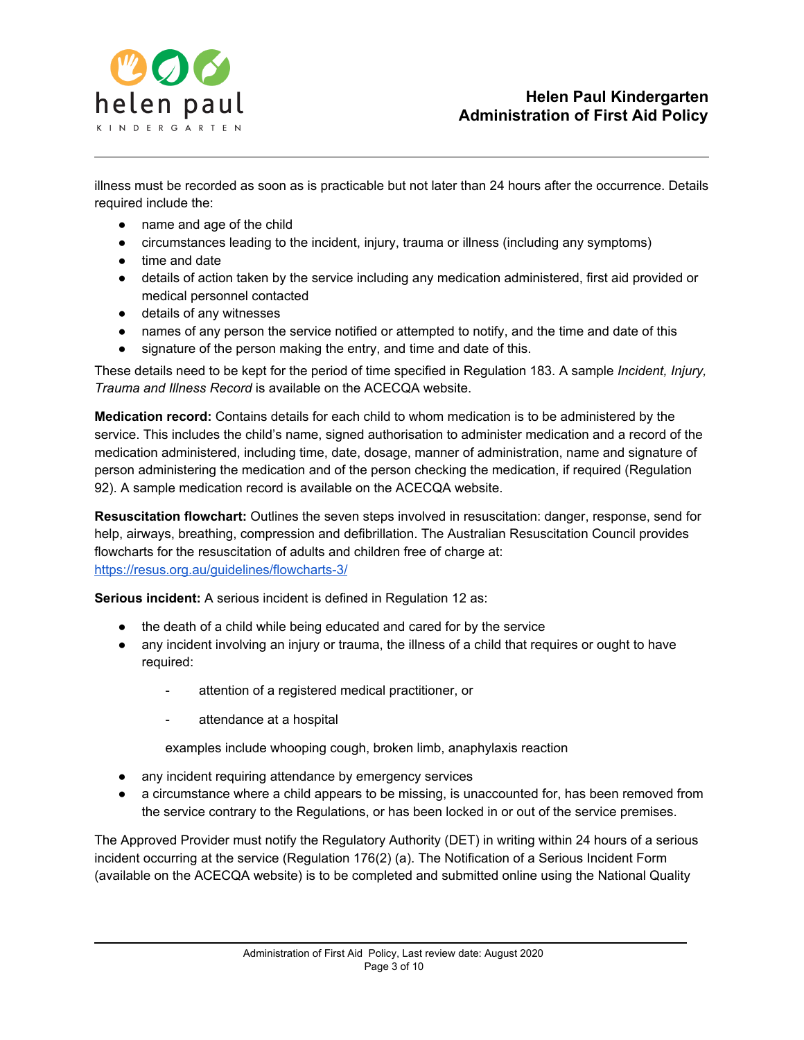illness must be recorded as soon as is practicable but not later than 24 hours after the occurrence. Details required include the:

- name and age of the child
- circumstances leading to the incident, injury, trauma or illness (including any symptoms)
- time and date
- details of action taken by the service including any medication administered, first aid provided or medical personnel contacted
- details of any witnesses
- names of any person the service notified or attempted to notify, and the time and date of this
- signature of the person making the entry, and time and date of this.

These details need to be kept for the period of time specified in Regulation 183. A sample *Incident, Injury, Trauma and Illness Record* is available on the ACECQA website.

**Medication record:** Contains details for each child to whom medication is to be administered by the service. This includes the child's name, signed authorisation to administer medication and a record of the medication administered, including time, date, dosage, manner of administration, name and signature of person administering the medication and of the person checking the medication, if required (Regulation 92). A sample medication record is available on the ACECQA website.

**Resuscitation flowchart:** Outlines the seven steps involved in resuscitation: danger, response, send for help, airways, breathing, compression and defibrillation. The Australian Resuscitation Council provides flowcharts for the resuscitation of adults and children free of charge at: https://resus.org.au/guidelines/flowcharts-3/

**Serious incident:** A serious incident is defined in Regulation 12 as:

- the death of a child while being educated and cared for by the service
- any incident involving an injury or trauma, the illness of a child that requires or ought to have required:
  - attention of a registered medical practitioner, or
  - attendance at a hospital

  examples include whooping cough, broken limb, anaphylaxis reaction
- any incident requiring attendance by emergency services
- a circumstance where a child appears to be missing, is unaccounted for, has been removed from the service contrary to the Regulations, or has been locked in or out of the service premises.

The Approved Provider must notify the Regulatory Authority (DET) in writing within 24 hours of a serious incident occurring at the service (Regulation 176(2) (a). The Notification of a Serious Incident Form (available on the ACECQA website) is to be completed and submitted online using the National Quality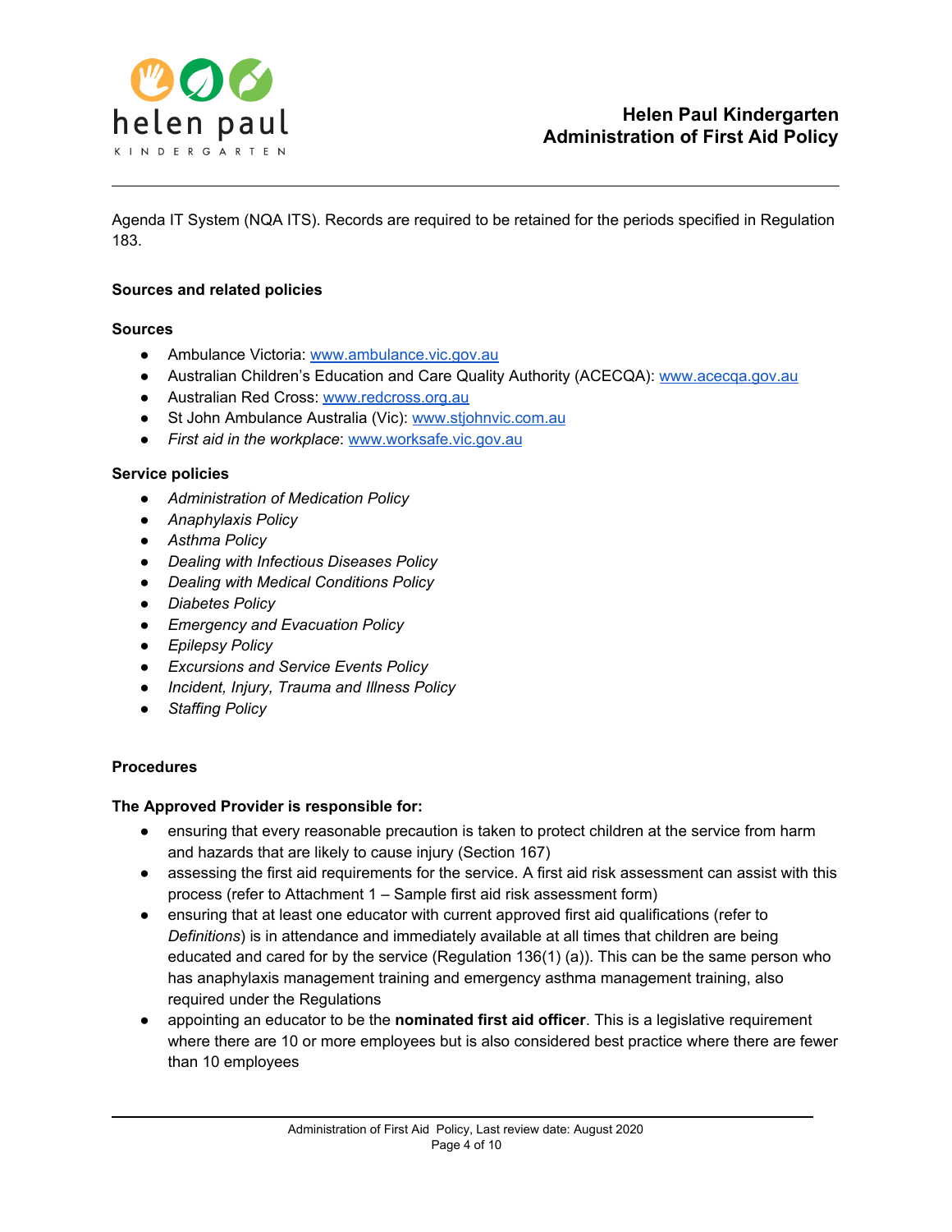Agenda IT System (NQA ITS). Records are required to be retained for the periods specified in Regulation 183.

## Sources and related policies

### Sources

- Ambulance Victoria: www.ambulance.vic.gov.au
- Australian Children's Education and Care Quality Authority (ACECQA): www.acecqa.gov.au
- Australian Red Cross: www.redcross.org.au
- St John Ambulance Australia (Vic): www.stjohnvic.com.au
- *First aid in the workplace*: www.worksafe.vic.gov.au

### Service policies

- *Administration of Medication Policy*
- *Anaphylaxis Policy*
- *Asthma Policy*
- *Dealing with Infectious Diseases Policy*
- *Dealing with Medical Conditions Policy*
- *Diabetes Policy*
- *Emergency and Evacuation Policy*
- *Epilepsy Policy*
- *Excursions and Service Events Policy*
- *Incident, Injury, Trauma and Illness Policy*
- *Staffing Policy*

## Procedures

### The Approved Provider is responsible for:

- ensuring that every reasonable precaution is taken to protect children at the service from harm and hazards that are likely to cause injury (Section 167)
- assessing the first aid requirements for the service. A first aid risk assessment can assist with this process (refer to Attachment 1 – Sample first aid risk assessment form)
- ensuring that at least one educator with current approved first aid qualifications (refer to *Definitions*) is in attendance and immediately available at all times that children are being educated and cared for by the service (Regulation 136(1) (a)). This can be the same person who has anaphylaxis management training and emergency asthma management training, also required under the Regulations
- appointing an educator to be the **nominated first aid officer**. This is a legislative requirement where there are 10 or more employees but is also considered best practice where there are fewer than 10 employees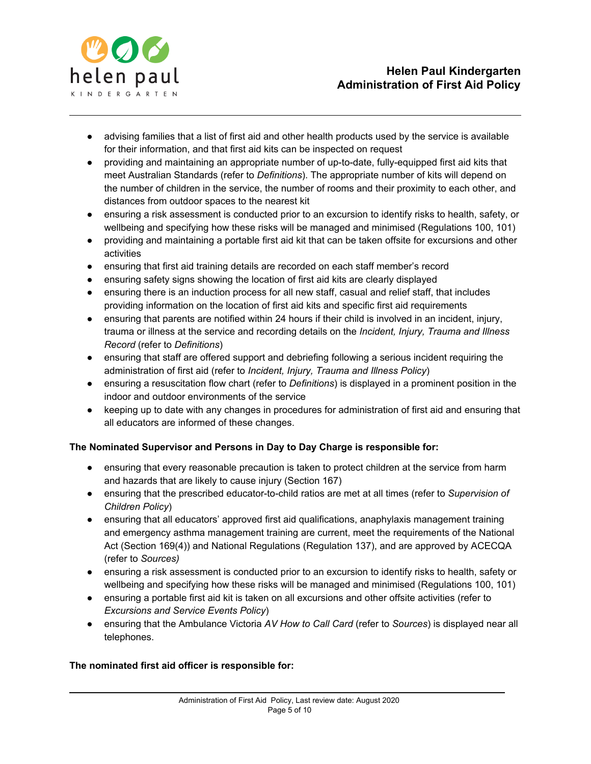- advising families that a list of first aid and other health products used by the service is available for their information, and that first aid kits can be inspected on request
- providing and maintaining an appropriate number of up-to-date, fully-equipped first aid kits that meet Australian Standards (refer to *Definitions*). The appropriate number of kits will depend on the number of children in the service, the number of rooms and their proximity to each other, and distances from outdoor spaces to the nearest kit
- ensuring a risk assessment is conducted prior to an excursion to identify risks to health, safety, or wellbeing and specifying how these risks will be managed and minimised (Regulations 100, 101)
- providing and maintaining a portable first aid kit that can be taken offsite for excursions and other activities
- ensuring that first aid training details are recorded on each staff member's record
- ensuring safety signs showing the location of first aid kits are clearly displayed
- ensuring there is an induction process for all new staff, casual and relief staff, that includes providing information on the location of first aid kits and specific first aid requirements
- ensuring that parents are notified within 24 hours if their child is involved in an incident, injury, trauma or illness at the service and recording details on the *Incident, Injury, Trauma and Illness Record* (refer to *Definitions*)
- ensuring that staff are offered support and debriefing following a serious incident requiring the administration of first aid (refer to *Incident, Injury, Trauma and Illness Policy*)
- ensuring a resuscitation flow chart (refer to *Definitions*) is displayed in a prominent position in the indoor and outdoor environments of the service
- keeping up to date with any changes in procedures for administration of first aid and ensuring that all educators are informed of these changes.

**The Nominated Supervisor and Persons in Day to Day Charge is responsible for:**

- ensuring that every reasonable precaution is taken to protect children at the service from harm and hazards that are likely to cause injury (Section 167)
- ensuring that the prescribed educator-to-child ratios are met at all times (refer to *Supervision of Children Policy*)
- ensuring that all educators' approved first aid qualifications, anaphylaxis management training and emergency asthma management training are current, meet the requirements of the National Act (Section 169(4)) and National Regulations (Regulation 137), and are approved by ACECQA (refer to *Sources)*
- ensuring a risk assessment is conducted prior to an excursion to identify risks to health, safety or wellbeing and specifying how these risks will be managed and minimised (Regulations 100, 101)
- ensuring a portable first aid kit is taken on all excursions and other offsite activities (refer to *Excursions and Service Events Policy*)
- ensuring that the Ambulance Victoria *AV How to Call Card* (refer to *Sources*) is displayed near all telephones.

**The nominated first aid officer is responsible for:**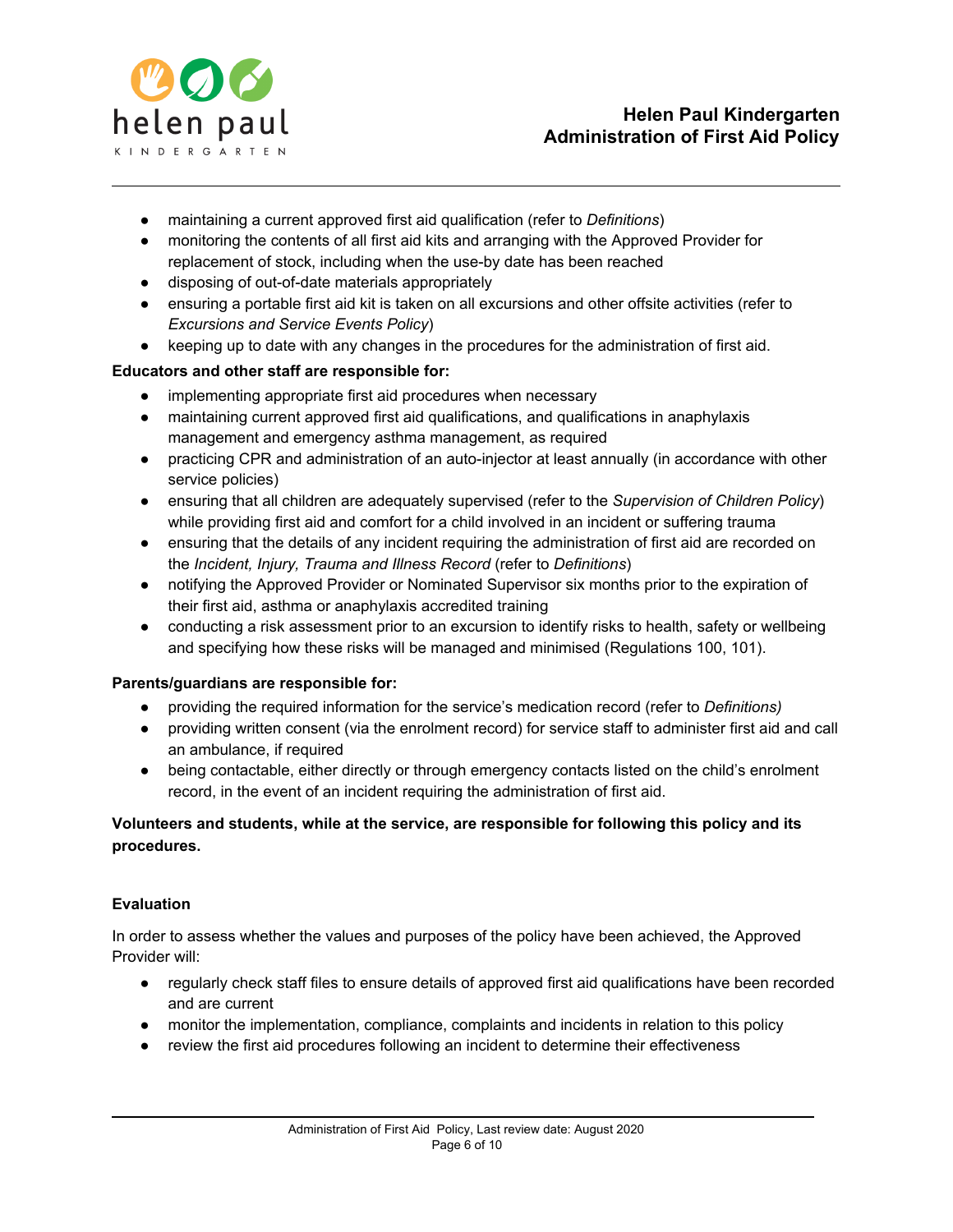- maintaining a current approved first aid qualification (refer to *Definitions*)
- monitoring the contents of all first aid kits and arranging with the Approved Provider for replacement of stock, including when the use-by date has been reached
- disposing of out-of-date materials appropriately
- ensuring a portable first aid kit is taken on all excursions and other offsite activities (refer to *Excursions and Service Events Policy*)
- keeping up to date with any changes in the procedures for the administration of first aid.

**Educators and other staff are responsible for:**

- implementing appropriate first aid procedures when necessary
- maintaining current approved first aid qualifications, and qualifications in anaphylaxis management and emergency asthma management, as required
- practicing CPR and administration of an auto-injector at least annually (in accordance with other service policies)
- ensuring that all children are adequately supervised (refer to the *Supervision of Children Policy*) while providing first aid and comfort for a child involved in an incident or suffering trauma
- ensuring that the details of any incident requiring the administration of first aid are recorded on the *Incident, Injury, Trauma and Illness Record* (refer to *Definitions*)
- notifying the Approved Provider or Nominated Supervisor six months prior to the expiration of their first aid, asthma or anaphylaxis accredited training
- conducting a risk assessment prior to an excursion to identify risks to health, safety or wellbeing and specifying how these risks will be managed and minimised (Regulations 100, 101).

**Parents/guardians are responsible for:**

- providing the required information for the service's medication record (refer to *Definitions)*
- providing written consent (via the enrolment record) for service staff to administer first aid and call an ambulance, if required
- being contactable, either directly or through emergency contacts listed on the child's enrolment record, in the event of an incident requiring the administration of first aid.

**Volunteers and students, while at the service, are responsible for following this policy and its procedures.**

**Evaluation**

In order to assess whether the values and purposes of the policy have been achieved, the Approved Provider will:

- regularly check staff files to ensure details of approved first aid qualifications have been recorded and are current
- monitor the implementation, compliance, complaints and incidents in relation to this policy
- review the first aid procedures following an incident to determine their effectiveness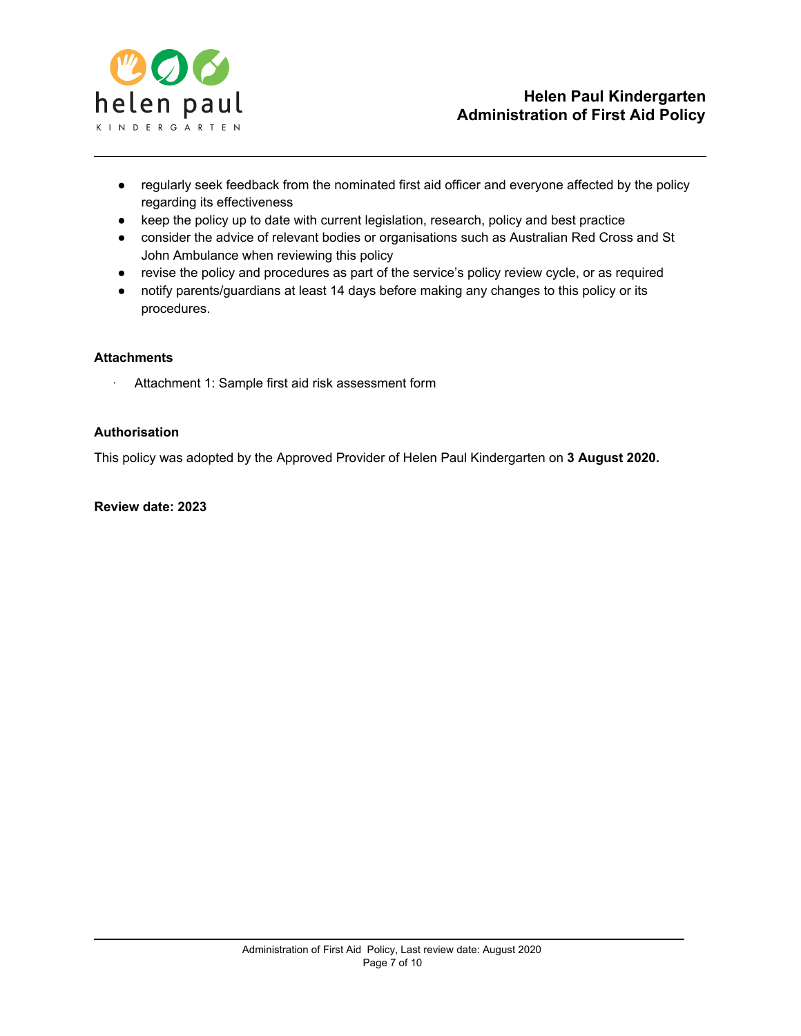- regularly seek feedback from the nominated first aid officer and everyone affected by the policy regarding its effectiveness
- keep the policy up to date with current legislation, research, policy and best practice
- consider the advice of relevant bodies or organisations such as Australian Red Cross and St John Ambulance when reviewing this policy
- revise the policy and procedures as part of the service's policy review cycle, or as required
- notify parents/guardians at least 14 days before making any changes to this policy or its procedures.

**Attachments**

- Attachment 1: Sample first aid risk assessment form

**Authorisation**

This policy was adopted by the Approved Provider of Helen Paul Kindergarten on **3 August 2020.**

**Review date: 2023**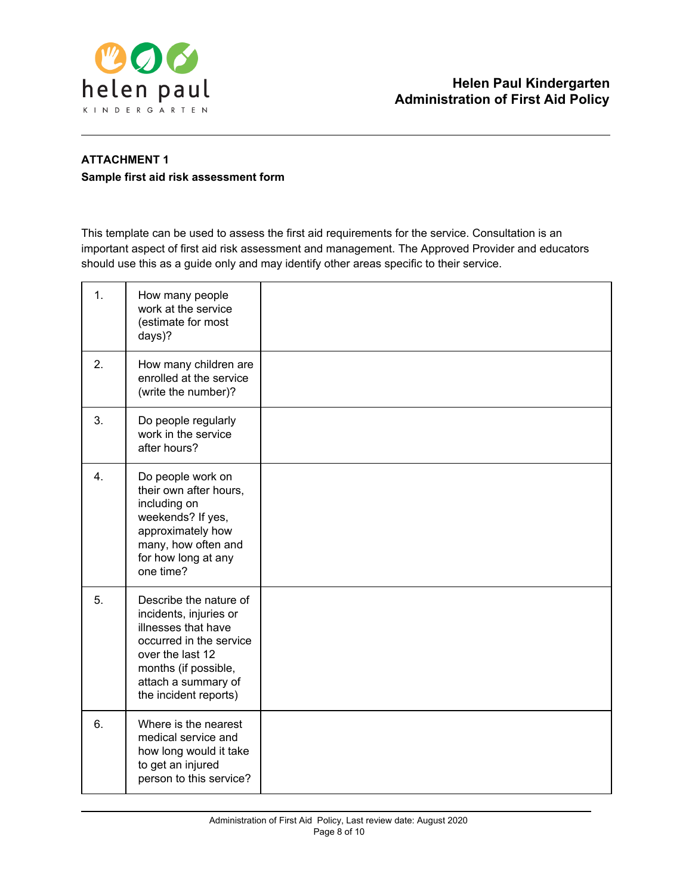**ATTACHMENT 1**

**Sample first aid risk assessment form**

This template can be used to assess the first aid requirements for the service. Consultation is an important aspect of first aid risk assessment and management. The Approved Provider and educators should use this as a guide only and may identify other areas specific to their service.

| | | |
|---|---|---|
| 1. | How many people work at the service (estimate for most days)? | |
| 2. | How many children are enrolled at the service (write the number)? | |
| 3. | Do people regularly work in the service after hours? | |
| 4. | Do people work on their own after hours, including on weekends? If yes, approximately how many, how often and for how long at any one time? | |
| 5. | Describe the nature of incidents, injuries or illnesses that have occurred in the service over the last 12 months (if possible, attach a summary of the incident reports) | |
| 6. | Where is the nearest medical service and how long would it take to get an injured person to this service? | |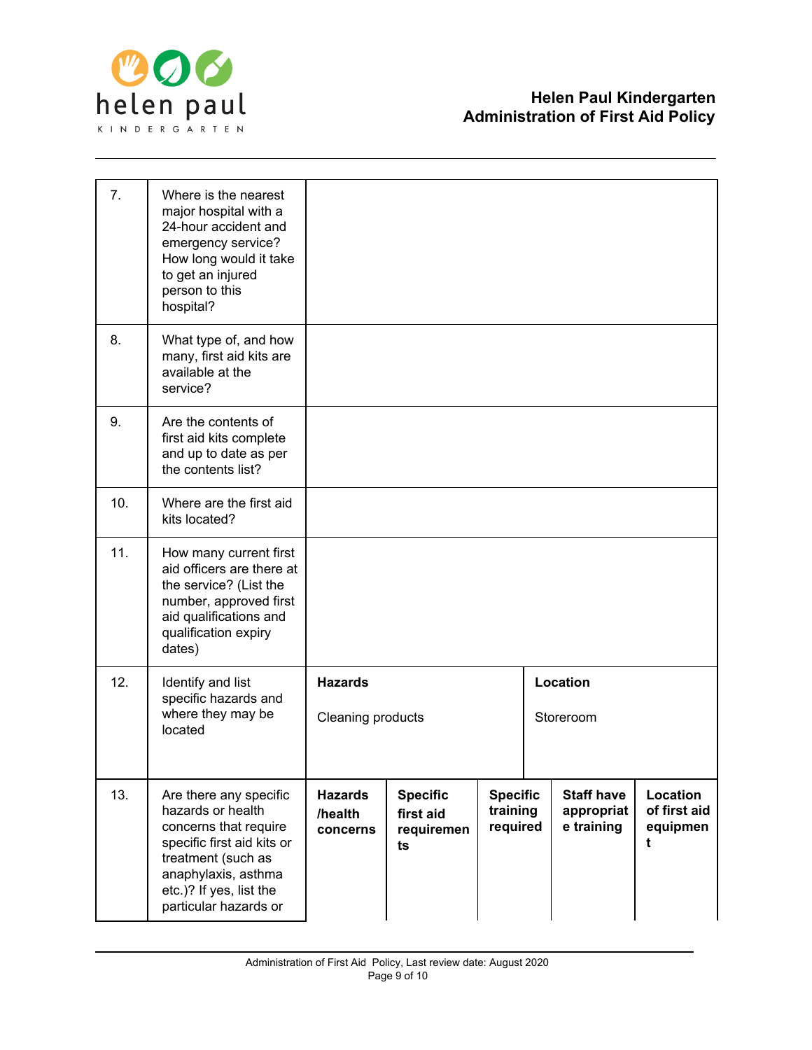| | | | | | | |
|---|---|---|---|---|---|---|
| 7. | Where is the nearest major hospital with a 24-hour accident and emergency service? How long would it take to get an injured person to this hospital? | | | | | |
| 8. | What type of, and how many, first aid kits are available at the service? | | | | | |
| 9. | Are the contents of first aid kits complete and up to date as per the contents list? | | | | | |
| 10. | Where are the first aid kits located? | | | | | |
| 11. | How many current first aid officers are there at the service? (List the number, approved first aid qualifications and qualification expiry dates) | | | | | |
| 12. | Identify and list specific hazards and where they may be located | **Hazards**<br><br>Cleaning products | | **Location**<br><br>Storeroom | | |
| 13. | Are there any specific hazards or health concerns that require specific first aid kits or treatment (such as anaphylaxis, asthma etc.)? If yes, list the particular hazards or | **Hazards /health concerns** | **Specific first aid requirements** | **Specific training required** | **Staff have appropriate training** | **Location of first aid equipment** |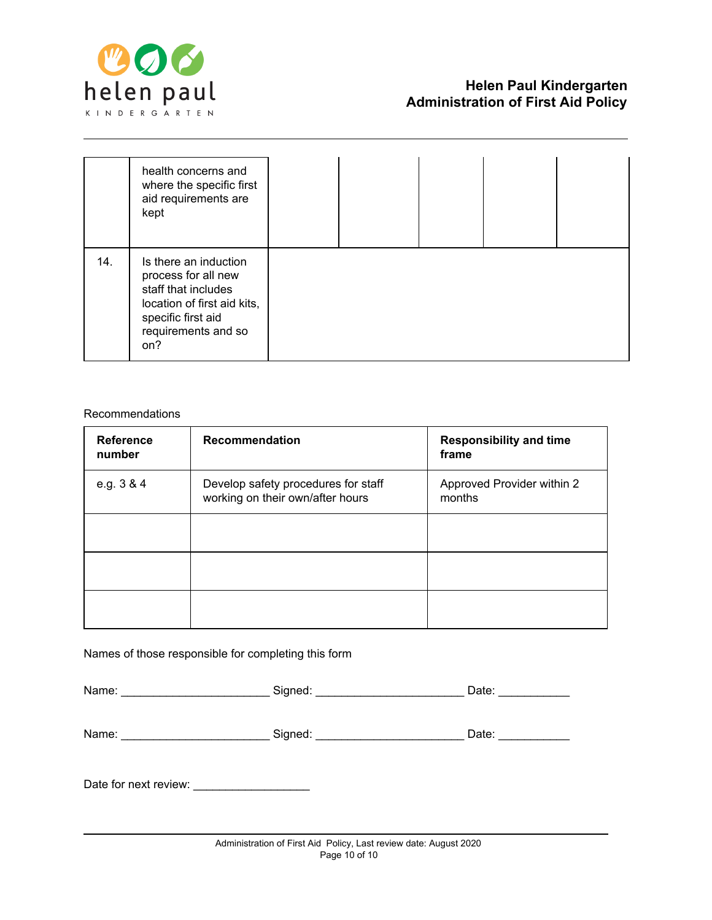| | | | | | | |
|---|---|---|---|---|---|---|
| | health concerns and where the specific first aid requirements are kept | | | | | |
| 14. | Is there an induction process for all new staff that includes location of first aid kits, specific first aid requirements and so on? | | | | | |

Recommendations

| Reference number | Recommendation | Responsibility and time frame |
|---|---|---|
| e.g. 3 & 4 | Develop safety procedures for staff working on their own/after hours | Approved Provider within 2 months |
| | | |
| | | |
| | | |

Names of those responsible for completing this form

Name: ______________________ Signed: ______________________ Date: __________

Name: ______________________ Signed: ______________________ Date: __________

Date for next review: _________________